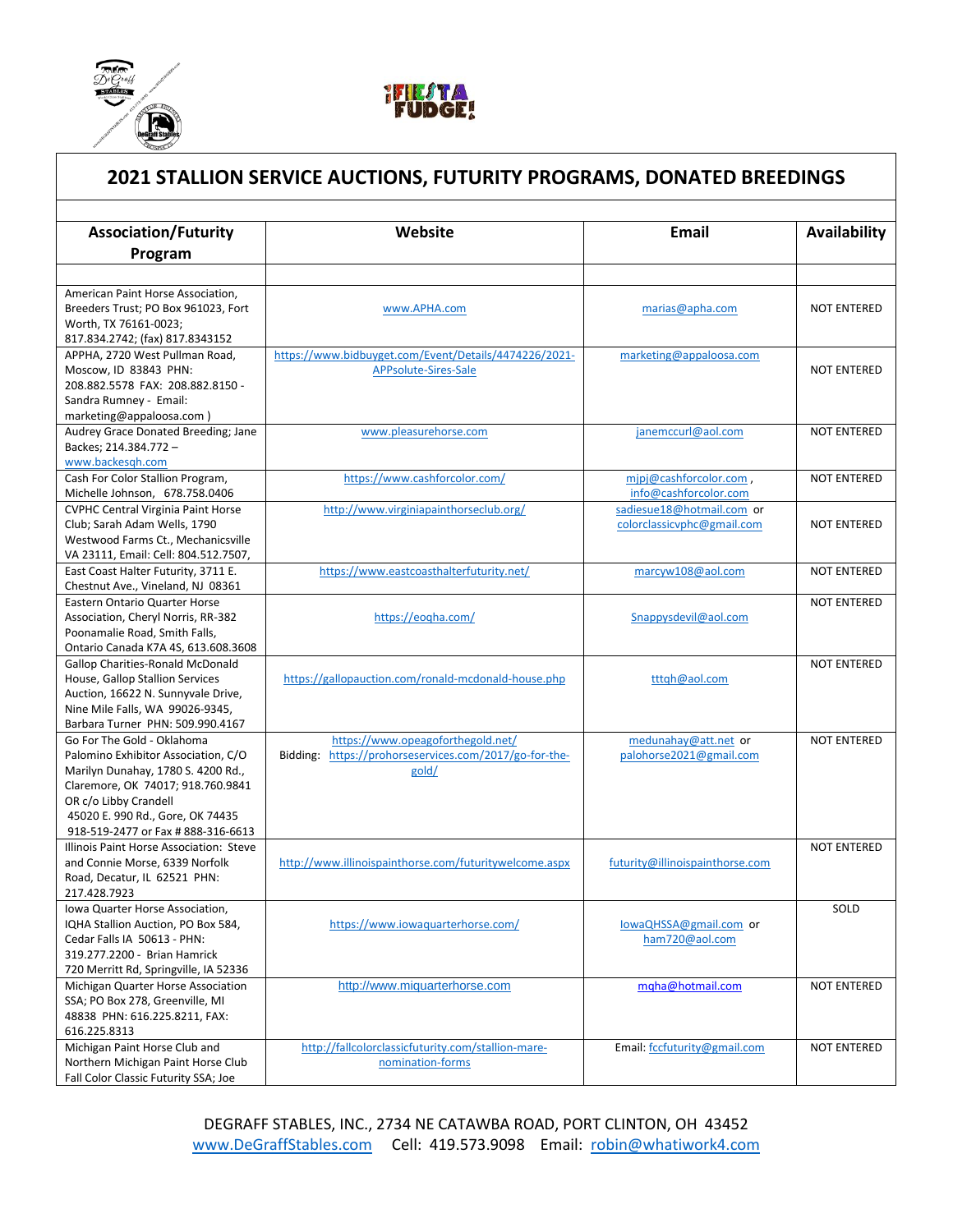# 2021 STALLION SERVICE AUCTIONS, FUTURITY PROGRAMS, DONATED BREEDINGS

| Association/Futurity Program | Website | Email | Availability |
|---|---|---|---|
| | | | |
| American Paint Horse Association, Breeders Trust; PO Box 961023, Fort Worth, TX 76161-0023; 817.834.2742; (fax) 817.8343152 | www.APHA.com | marias@apha.com | NOT ENTERED |
| APPHA, 2720 West Pullman Road, Moscow, ID 83843 PHN: 208.882.5578 FAX: 208.882.8150 - Sandra Rumney - Email: marketing@appaloosa.com ) | https://www.bidbuyget.com/Event/Details/4474226/2021-APPsolute-Sires-Sale | marketing@appaloosa.com | NOT ENTERED |
| Audrey Grace Donated Breeding; Jane Backes; 214.384.772 – www.backesqh.com | www.pleasurehorse.com | janemccurl@aol.com | NOT ENTERED |
| Cash For Color Stallion Program, Michelle Johnson, 678.758.0406 | https://www.cashforcolor.com/ | mjpj@cashforcolor.com , info@cashforcolor.com | NOT ENTERED |
| CVPHC Central Virginia Paint Horse Club; Sarah Adam Wells, 1790 Westwood Farms Ct., Mechanicsville VA 23111, Email: Cell: 804.512.7507, | http://www.virginiapainthorseclub.org/ | sadiesue18@hotmail.com or colorclassicvphc@gmail.com | NOT ENTERED |
| East Coast Halter Futurity, 3711 E. Chestnut Ave., Vineland, NJ 08361 | https://www.eastcoasthalterfuturity.net/ | marcyw108@aol.com | NOT ENTERED |
| Eastern Ontario Quarter Horse Association, Cheryl Norris, RR-382 Poonamalie Road, Smith Falls, Ontario Canada K7A 4S, 613.608.3608 | https://eoqha.com/ | Snappysdevil@aol.com | NOT ENTERED |
| Gallop Charities-Ronald McDonald House, Gallop Stallion Services Auction, 16622 N. Sunnyvale Drive, Nine Mile Falls, WA 99026-9345, Barbara Turner PHN: 509.990.4167 | https://gallopauction.com/ronald-mcdonald-house.php | tttqh@aol.com | NOT ENTERED |
| Go For The Gold - Oklahoma Palomino Exhibitor Association, C/O Marilyn Dunahay, 1780 S. 4200 Rd., Claremore, OK 74017; 918.760.9841 OR c/o Libby Crandell 45020 E. 990 Rd., Gore, OK 74435 918-519-2477 or Fax # 888-316-6613 | https://www.opeagoforthegold.net/ Bidding: https://prohorseservices.com/2017/go-for-the-gold/ | medunahay@att.net or palohorse2021@gmail.com | NOT ENTERED |
| Illinois Paint Horse Association: Steve and Connie Morse, 6339 Norfolk Road, Decatur, IL 62521 PHN: 217.428.7923 | http://www.illinoispainthorse.com/futuritywelcome.aspx | futurity@illinoispainthorse.com | NOT ENTERED |
| Iowa Quarter Horse Association, IQHA Stallion Auction, PO Box 584, Cedar Falls IA 50613 - PHN: 319.277.2200 - Brian Hamrick 720 Merritt Rd, Springville, IA 52336 | https://www.iowaquarterhorse.com/ | IowaQHSSA@gmail.com or ham720@aol.com | SOLD |
| Michigan Quarter Horse Association SSA; PO Box 278, Greenville, MI 48838 PHN: 616.225.8211, FAX: 616.225.8313 | http://www.miquarterhorse.com | mqha@hotmail.com | NOT ENTERED |
| Michigan Paint Horse Club and Northern Michigan Paint Horse Club Fall Color Classic Futurity SSA; Joe | http://fallcolorclassicfuturity.com/stallion-mare-nomination-forms | Email: fccfuturity@gmail.com | NOT ENTERED |

DEGRAFF STABLES, INC., 2734 NE CATAWBA ROAD, PORT CLINTON, OH 43452
www.DeGraffStables.com Cell: 419.573.9098 Email: robin@whatiwork4.com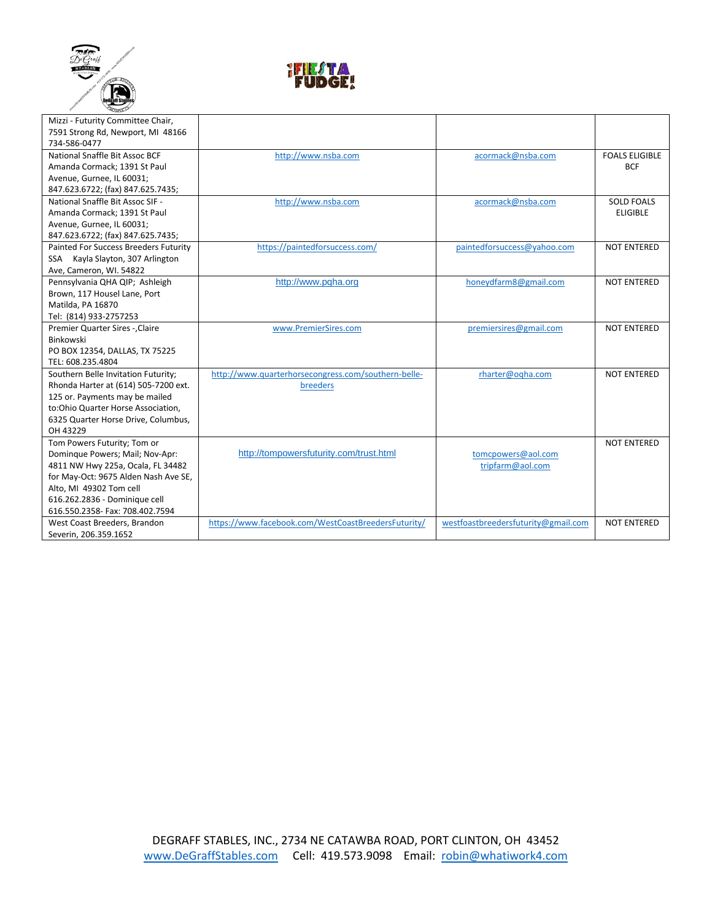| | | | |
|---|---|---|---|
| Mizzi - Futurity Committee Chair, 7591 Strong Rd, Newport, MI 48166 734-586-0477 | | | |
| National Snaffle Bit Assoc BCF Amanda Cormack; 1391 St Paul Avenue, Gurnee, IL 60031; 847.623.6722; (fax) 847.625.7435; | http://www.nsba.com | acormack@nsba.com | FOALS ELIGIBLE BCF |
| National Snaffle Bit Assoc SIF - Amanda Cormack; 1391 St Paul Avenue, Gurnee, IL 60031; 847.623.6722; (fax) 847.625.7435; | http://www.nsba.com | acormack@nsba.com | SOLD FOALS ELIGIBLE |
| Painted For Success Breeders Futurity SSA Kayla Slayton, 307 Arlington Ave, Cameron, WI. 54822 | https://paintedforsuccess.com/ | paintedforsuccess@yahoo.com | NOT ENTERED |
| Pennsylvania QHA QIP; Ashleigh Brown, 117 Housel Lane, Port Matilda, PA 16870 Tel: (814) 933-2757253 | http://www.pqha.org | honeydfarm8@gmail.com | NOT ENTERED |
| Premier Quarter Sires -,Claire Binkowski PO BOX 12354, DALLAS, TX 75225 TEL: 608.235.4804 | www.PremierSires.com | premiersires@gmail.com | NOT ENTERED |
| Southern Belle Invitation Futurity; Rhonda Harter at (614) 505-7200 ext. 125 or. Payments may be mailed to:Ohio Quarter Horse Association, 6325 Quarter Horse Drive, Columbus, OH 43229 | http://www.quarterhorsecongress.com/southern-belle-breeders | rharter@oqha.com | NOT ENTERED |
| Tom Powers Futurity; Tom or Dominque Powers; Mail; Nov-Apr: 4811 NW Hwy 225a, Ocala, FL 34482 for May-Oct: 9675 Alden Nash Ave SE, Alto, MI 49302 Tom cell 616.262.2836 - Dominique cell 616.550.2358- Fax: 708.402.7594 | http://tompowersfuturity.com/trust.html | tomcpowers@aol.com tripfarm@aol.com | NOT ENTERED |
| West Coast Breeders, Brandon Severin, 206.359.1652 | https://www.facebook.com/WestCoastBreedersFuturity/ | westfoastbreedersfuturity@gmail.com | NOT ENTERED |

DEGRAFF STABLES, INC., 2734 NE CATAWBA ROAD, PORT CLINTON, OH 43452
www.DeGraffStables.com Cell: 419.573.9098 Email: robin@whatiwork4.com